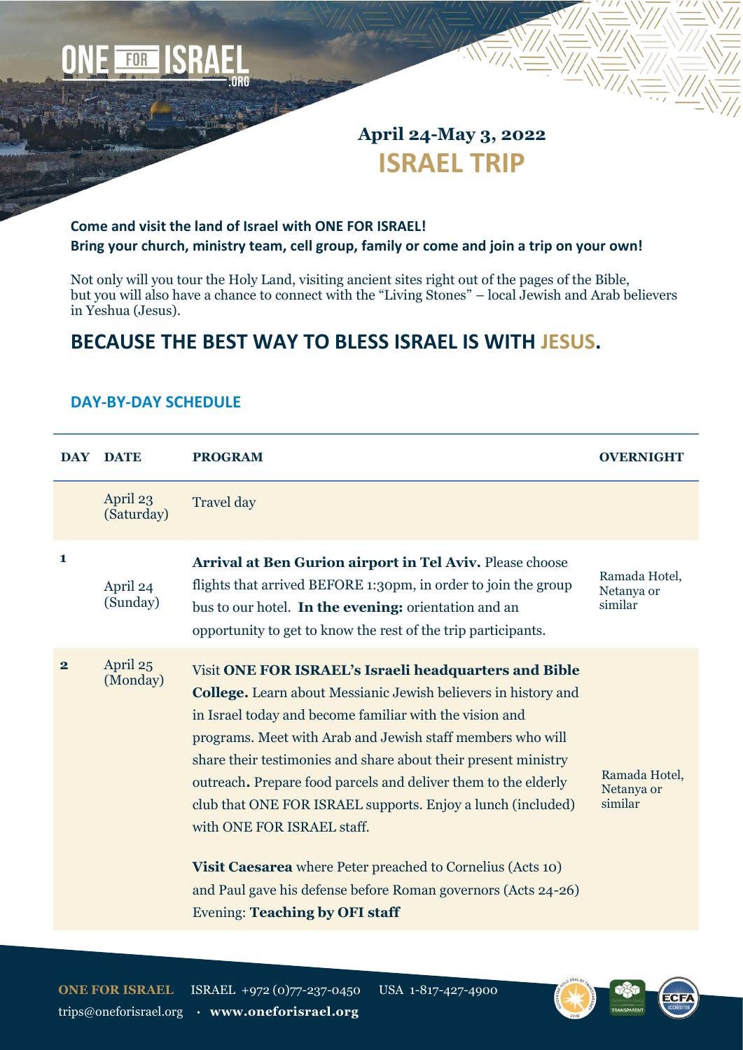# April 24-May 3, 2022
# ISRAEL TRIP

**Come and visit the land of Israel with ONE FOR ISRAEL!**
**Bring your church, ministry team, cell group, family or come and join a trip on your own!**

Not only will you tour the Holy Land, visiting ancient sites right out of the pages of the Bible, but you will also have a chance to connect with the "Living Stones" – local Jewish and Arab believers in Yeshua (Jesus).

## BECAUSE THE BEST WAY TO BLESS ISRAEL IS WITH JESUS.

### DAY-BY-DAY SCHEDULE

| DAY | DATE | PROGRAM | OVERNIGHT |
|---|---|---|---|
| | April 23 (Saturday) | Travel day | |
| 1 | April 24 (Sunday) | **Arrival at Ben Gurion airport in Tel Aviv.** Please choose flights that arrived BEFORE 1:30pm, in order to join the group bus to our hotel. **In the evening:** orientation and an opportunity to get to know the rest of the trip participants. | Ramada Hotel, Netanya or similar |
| 2 | April 25 (Monday) | Visit **ONE FOR ISRAEL's Israeli headquarters and Bible College.** Learn about Messianic Jewish believers in history and in Israel today and become familiar with the vision and programs. Meet with Arab and Jewish staff members who will share their testimonies and share about their present ministry outreach**.** Prepare food parcels and deliver them to the elderly club that ONE FOR ISRAEL supports. Enjoy a lunch (included) with ONE FOR ISRAEL staff. <br><br> **Visit Caesarea** where Peter preached to Cornelius (Acts 10) and Paul gave his defense before Roman governors (Acts 24-26) Evening: **Teaching by OFI staff** | Ramada Hotel, Netanya or similar |

**ONE FOR ISRAEL** ISRAEL +972 (0)77-237-0450 USA 1-817-427-4900
trips@oneforisrael.org · **www.oneforisrael.org**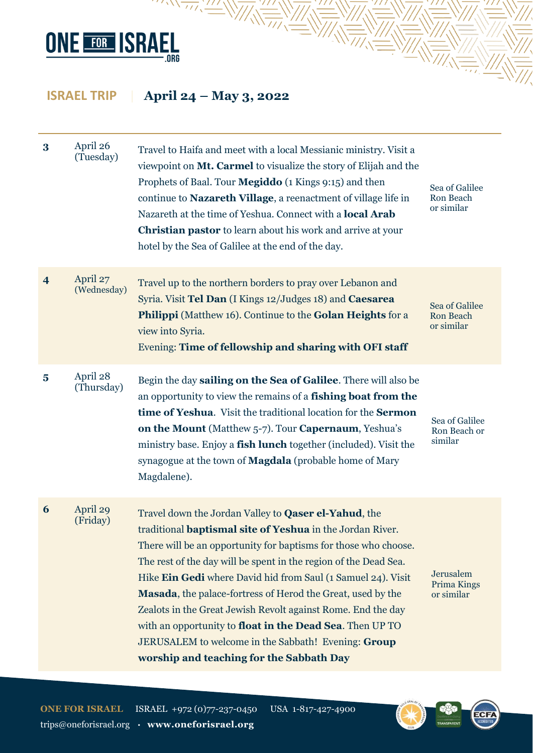**ISRAEL TRIP** | **April 24 – May 3, 2022**

| Day | Date | Itinerary | Hotel |
|---|---|---|---|
| 3 | April 26 (Tuesday) | Travel to Haifa and meet with a local Messianic ministry. Visit a viewpoint on **Mt. Carmel** to visualize the story of Elijah and the Prophets of Baal. Tour **Megiddo** (1 Kings 9:15) and then continue to **Nazareth Village**, a reenactment of village life in Nazareth at the time of Yeshua. Connect with a **local Arab Christian pastor** to learn about his work and arrive at your hotel by the Sea of Galilee at the end of the day. | Sea of Galilee Ron Beach or similar |
| 4 | April 27 (Wednesday) | Travel up to the northern borders to pray over Lebanon and Syria. Visit **Tel Dan** (I Kings 12/Judges 18) and **Caesarea Philippi** (Matthew 16). Continue to the **Golan Heights** for a view into Syria.<br>Evening: **Time of fellowship and sharing with OFI staff** | Sea of Galilee Ron Beach or similar |
| 5 | April 28 (Thursday) | Begin the day **sailing on the Sea of Galilee**. There will also be an opportunity to view the remains of a **fishing boat from the time of Yeshua**. Visit the traditional location for the **Sermon on the Mount** (Matthew 5-7). Tour **Capernaum**, Yeshua's ministry base. Enjoy a **fish lunch** together (included). Visit the synagogue at the town of **Magdala** (probable home of Mary Magdalene). | Sea of Galilee Ron Beach or similar |
| 6 | April 29 (Friday) | Travel down the Jordan Valley to **Qaser el-Yahud**, the traditional **baptismal site of Yeshua** in the Jordan River. There will be an opportunity for baptisms for those who choose. The rest of the day will be spent in the region of the Dead Sea. Hike **Ein Gedi** where David hid from Saul (1 Samuel 24). Visit **Masada**, the palace-fortress of Herod the Great, used by the Zealots in the Great Jewish Revolt against Rome. End the day with an opportunity to **float in the Dead Sea**. Then UP TO JERUSALEM to welcome in the Sabbath! Evening: **Group worship and teaching for the Sabbath Day** | Jerusalem Prima Kings or similar |

**ONE FOR ISRAEL** ISRAEL +972 (0)77-237-0450 USA 1-817-427-4900
trips@oneforisrael.org · **www.oneforisrael.org**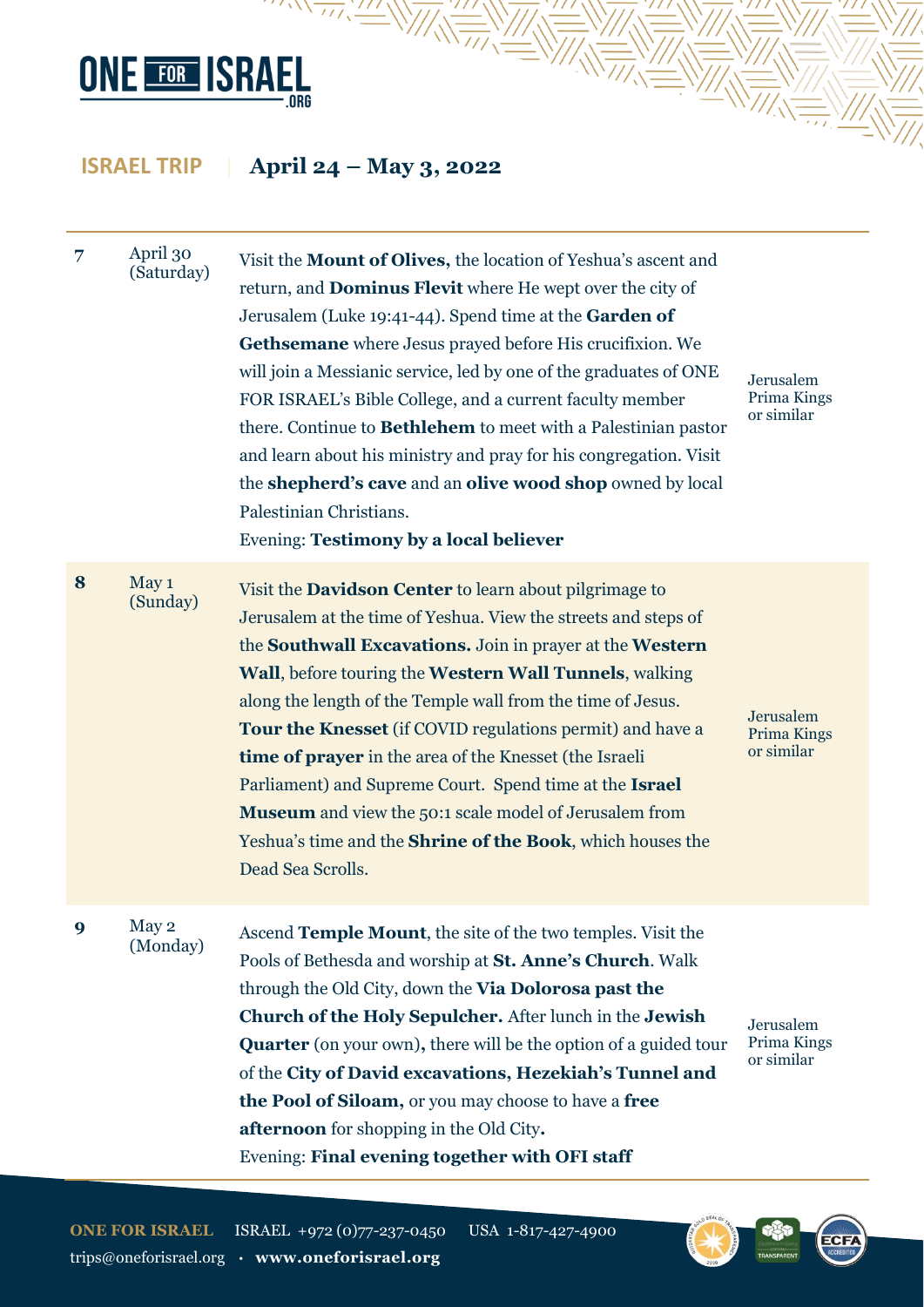**ISRAEL TRIP** | **April 24 – May 3, 2022**

| | | | |
|---|---|---|---|
| 7 | April 30 (Saturday) | Visit the **Mount of Olives,** the location of Yeshua's ascent and return, and **Dominus Flevit** where He wept over the city of Jerusalem (Luke 19:41-44). Spend time at the **Garden of Gethsemane** where Jesus prayed before His crucifixion. We will join a Messianic service, led by one of the graduates of ONE FOR ISRAEL's Bible College, and a current faculty member there. Continue to **Bethlehem** to meet with a Palestinian pastor and learn about his ministry and pray for his congregation. Visit the **shepherd's cave** and an **olive wood shop** owned by local Palestinian Christians. Evening: **Testimony by a local believer** | Jerusalem Prima Kings or similar |
| 8 | May 1 (Sunday) | Visit the **Davidson Center** to learn about pilgrimage to Jerusalem at the time of Yeshua. View the streets and steps of the **Southwall Excavations.** Join in prayer at the **Western Wall**, before touring the **Western Wall Tunnels**, walking along the length of the Temple wall from the time of Jesus. **Tour the Knesset** (if COVID regulations permit) and have a **time of prayer** in the area of the Knesset (the Israeli Parliament) and Supreme Court. Spend time at the **Israel Museum** and view the 50:1 scale model of Jerusalem from Yeshua's time and the **Shrine of the Book**, which houses the Dead Sea Scrolls. | Jerusalem Prima Kings or similar |
| 9 | May 2 (Monday) | Ascend **Temple Mount**, the site of the two temples. Visit the Pools of Bethesda and worship at **St. Anne's Church**. Walk through the Old City, down the **Via Dolorosa past the Church of the Holy Sepulcher.** After lunch in the **Jewish Quarter** (on your own)**,** there will be the option of a guided tour of the **City of David excavations, Hezekiah's Tunnel and the Pool of Siloam,** or you may choose to have a **free afternoon** for shopping in the Old City**.** Evening: **Final evening together with OFI staff** | Jerusalem Prima Kings or similar |

**ONE FOR ISRAEL** ISRAEL +972 (0)77-237-0450 USA 1-817-427-4900
trips@oneforisrael.org · **www.oneforisrael.org**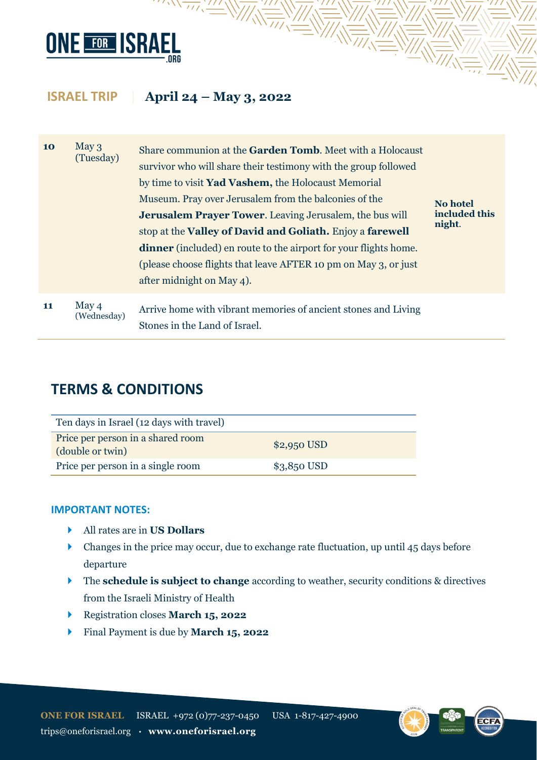**ISRAEL TRIP** | **April 24 – May 3, 2022**

| Day | Date | Itinerary | Notes |
|---|---|---|---|
| **10** | May 3 (Tuesday) | Share communion at the **Garden Tomb**. Meet with a Holocaust survivor who will share their testimony with the group followed by time to visit **Yad Vashem,** the Holocaust Memorial Museum. Pray over Jerusalem from the balconies of the **Jerusalem Prayer Tower**. Leaving Jerusalem, the bus will stop at the **Valley of David and Goliath.** Enjoy a **farewell dinner** (included) en route to the airport for your flights home. (please choose flights that leave AFTER 10 pm on May 3, or just after midnight on May 4). | **No hotel included this night**. |
| **11** | May 4 (Wednesday) | Arrive home with vibrant memories of ancient stones and Living Stones in the Land of Israel. | |

## TERMS & CONDITIONS

| Ten days in Israel (12 days with travel) | |
|---|---|
| Price per person in a shared room (double or twin) | $2,950 USD |
| Price per person in a single room | $3,850 USD |

### IMPORTANT NOTES:

- All rates are in **US Dollars**
- Changes in the price may occur, due to exchange rate fluctuation, up until 45 days before departure
- The **schedule is subject to change** according to weather, security conditions & directives from the Israeli Ministry of Health
- Registration closes **March 15, 2022**
- Final Payment is due by **March 15, 2022**

**ONE FOR ISRAEL** ISRAEL +972 (0)77-237-0450 USA 1-817-427-4900
trips@oneforisrael.org · **www.oneforisrael.org**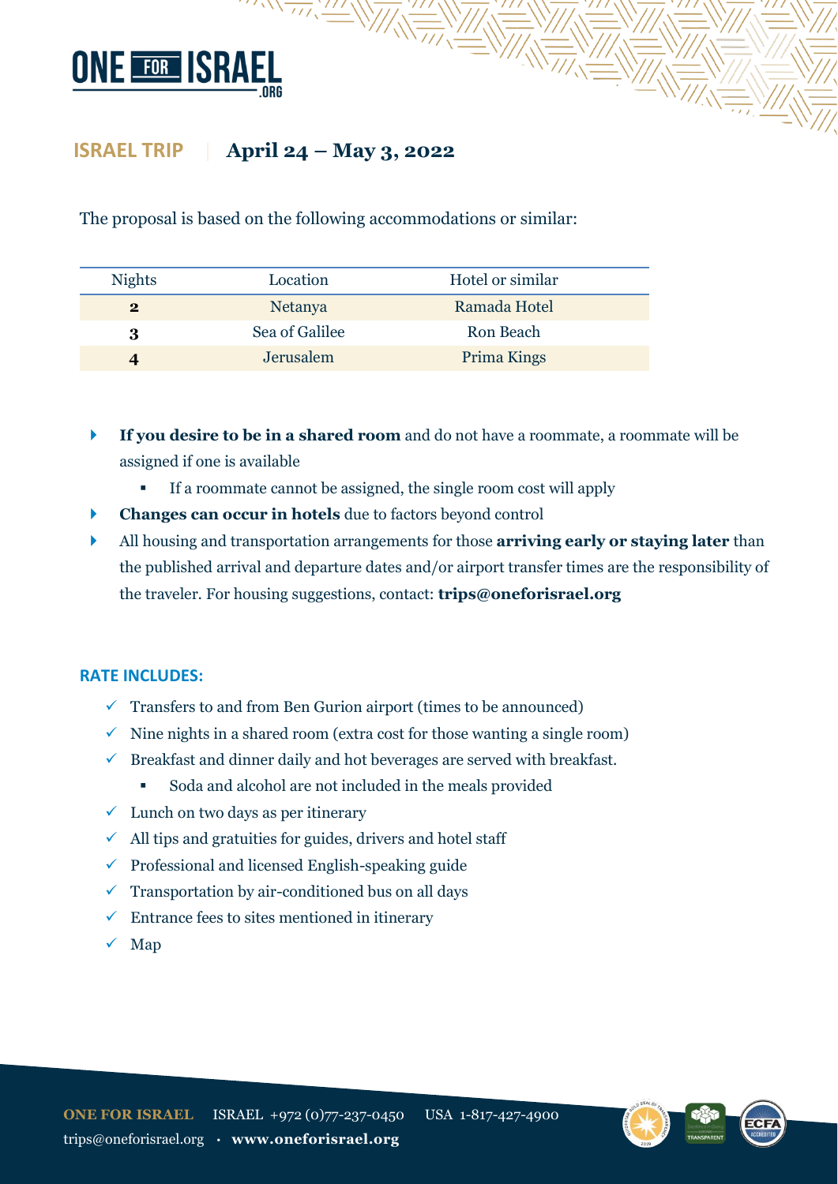## ISRAEL TRIP | April 24 – May 3, 2022

The proposal is based on the following accommodations or similar:

| Nights | Location | Hotel or similar |
| --- | --- | --- |
| **2** | Netanya | Ramada Hotel |
| **3** | Sea of Galilee | Ron Beach |
| **4** | Jerusalem | Prima Kings |

- **If you desire to be in a shared room** and do not have a roommate, a roommate will be assigned if one is available
  - If a roommate cannot be assigned, the single room cost will apply
- **Changes can occur in hotels** due to factors beyond control
- All housing and transportation arrangements for those **arriving early or staying later** than the published arrival and departure dates and/or airport transfer times are the responsibility of the traveler. For housing suggestions, contact: **trips@oneforisrael.org**

### RATE INCLUDES:

- ✓ Transfers to and from Ben Gurion airport (times to be announced)
- ✓ Nine nights in a shared room (extra cost for those wanting a single room)
- ✓ Breakfast and dinner daily and hot beverages are served with breakfast.
  - Soda and alcohol are not included in the meals provided
- ✓ Lunch on two days as per itinerary
- ✓ All tips and gratuities for guides, drivers and hotel staff
- ✓ Professional and licensed English-speaking guide
- ✓ Transportation by air-conditioned bus on all days
- ✓ Entrance fees to sites mentioned in itinerary
- ✓ Map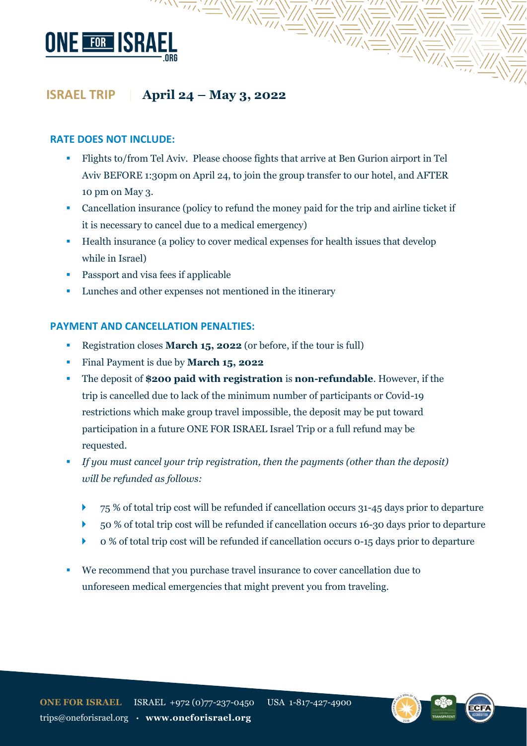## ISRAEL TRIP | April 24 – May 3, 2022

### RATE DOES NOT INCLUDE:

- Flights to/from Tel Aviv. Please choose fights that arrive at Ben Gurion airport in Tel Aviv BEFORE 1:30pm on April 24, to join the group transfer to our hotel, and AFTER 10 pm on May 3.
- Cancellation insurance (policy to refund the money paid for the trip and airline ticket if it is necessary to cancel due to a medical emergency)
- Health insurance (a policy to cover medical expenses for health issues that develop while in Israel)
- Passport and visa fees if applicable
- Lunches and other expenses not mentioned in the itinerary

### PAYMENT AND CANCELLATION PENALTIES:

- Registration closes **March 15, 2022** (or before, if the tour is full)
- Final Payment is due by **March 15, 2022**
- The deposit of **$200 paid with registration** is **non-refundable**. However, if the trip is cancelled due to lack of the minimum number of participants or Covid-19 restrictions which make group travel impossible, the deposit may be put toward participation in a future ONE FOR ISRAEL Israel Trip or a full refund may be requested.
- *If you must cancel your trip registration, then the payments (other than the deposit) will be refunded as follows:*
  - 75 % of total trip cost will be refunded if cancellation occurs 31-45 days prior to departure
  - 50 % of total trip cost will be refunded if cancellation occurs 16-30 days prior to departure
  - 0 % of total trip cost will be refunded if cancellation occurs 0-15 days prior to departure
- We recommend that you purchase travel insurance to cover cancellation due to unforeseen medical emergencies that might prevent you from traveling.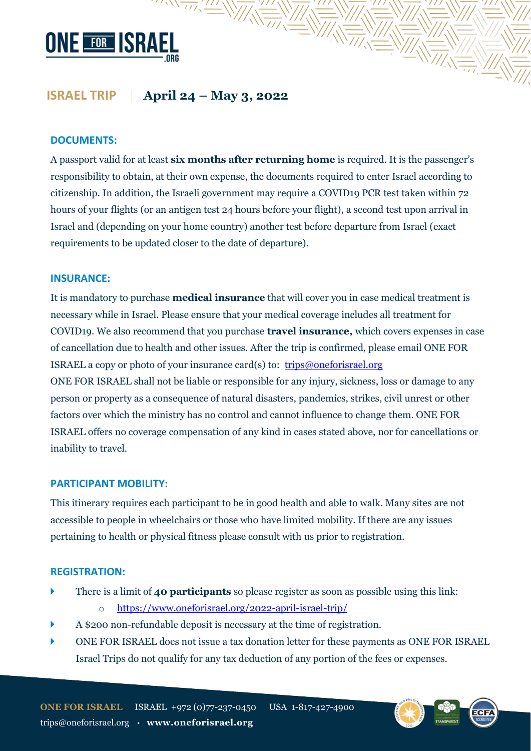**ISRAEL TRIP** | **April 24 – May 3, 2022**

## DOCUMENTS:

A passport valid for at least **six months after returning home** is required. It is the passenger's responsibility to obtain, at their own expense, the documents required to enter Israel according to citizenship. In addition, the Israeli government may require a COVID19 PCR test taken within 72 hours of your flights (or an antigen test 24 hours before your flight), a second test upon arrival in Israel and (depending on your home country) another test before departure from Israel (exact requirements to be updated closer to the date of departure).

## INSURANCE:

It is mandatory to purchase **medical insurance** that will cover you in case medical treatment is necessary while in Israel. Please ensure that your medical coverage includes all treatment for COVID19. We also recommend that you purchase **travel insurance,** which covers expenses in case of cancellation due to health and other issues. After the trip is confirmed, please email ONE FOR ISRAEL a copy or photo of your insurance card(s) to: trips@oneforisrael.org

ONE FOR ISRAEL shall not be liable or responsible for any injury, sickness, loss or damage to any person or property as a consequence of natural disasters, pandemics, strikes, civil unrest or other factors over which the ministry has no control and cannot influence to change them. ONE FOR ISRAEL offers no coverage compensation of any kind in cases stated above, nor for cancellations or inability to travel.

## PARTICIPANT MOBILITY:

This itinerary requires each participant to be in good health and able to walk. Many sites are not accessible to people in wheelchairs or those who have limited mobility. If there are any issues pertaining to health or physical fitness please consult with us prior to registration.

## REGISTRATION:

- There is a limit of **40 participants** so please register as soon as possible using this link:
  - https://www.oneforisrael.org/2022-april-israel-trip/
- A $200 non-refundable deposit is necessary at the time of registration.
- ONE FOR ISRAEL does not issue a tax donation letter for these payments as ONE FOR ISRAEL Israel Trips do not qualify for any tax deduction of any portion of the fees or expenses.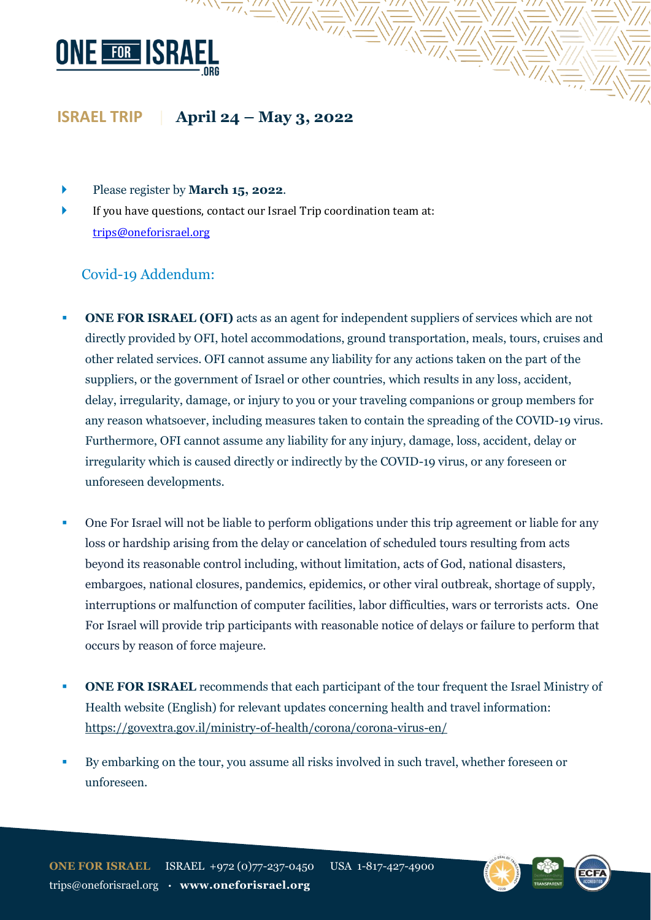**ISRAEL TRIP** | **April 24 – May 3, 2022**

- Please register by **March 15, 2022**.
- If you have questions, contact our Israel Trip coordination team at: trips@oneforisrael.org

## Covid-19 Addendum:

- **ONE FOR ISRAEL (OFI)** acts as an agent for independent suppliers of services which are not directly provided by OFI, hotel accommodations, ground transportation, meals, tours, cruises and other related services. OFI cannot assume any liability for any actions taken on the part of the suppliers, or the government of Israel or other countries, which results in any loss, accident, delay, irregularity, damage, or injury to you or your traveling companions or group members for any reason whatsoever, including measures taken to contain the spreading of the COVID-19 virus. Furthermore, OFI cannot assume any liability for any injury, damage, loss, accident, delay or irregularity which is caused directly or indirectly by the COVID-19 virus, or any foreseen or unforeseen developments.

- One For Israel will not be liable to perform obligations under this trip agreement or liable for any loss or hardship arising from the delay or cancelation of scheduled tours resulting from acts beyond its reasonable control including, without limitation, acts of God, national disasters, embargoes, national closures, pandemics, epidemics, or other viral outbreak, shortage of supply, interruptions or malfunction of computer facilities, labor difficulties, wars or terrorists acts. One For Israel will provide trip participants with reasonable notice of delays or failure to perform that occurs by reason of force majeure.

- **ONE FOR ISRAEL** recommends that each participant of the tour frequent the Israel Ministry of Health website (English) for relevant updates concerning health and travel information: https://govextra.gov.il/ministry-of-health/corona/corona-virus-en/

- By embarking on the tour, you assume all risks involved in such travel, whether foreseen or unforeseen.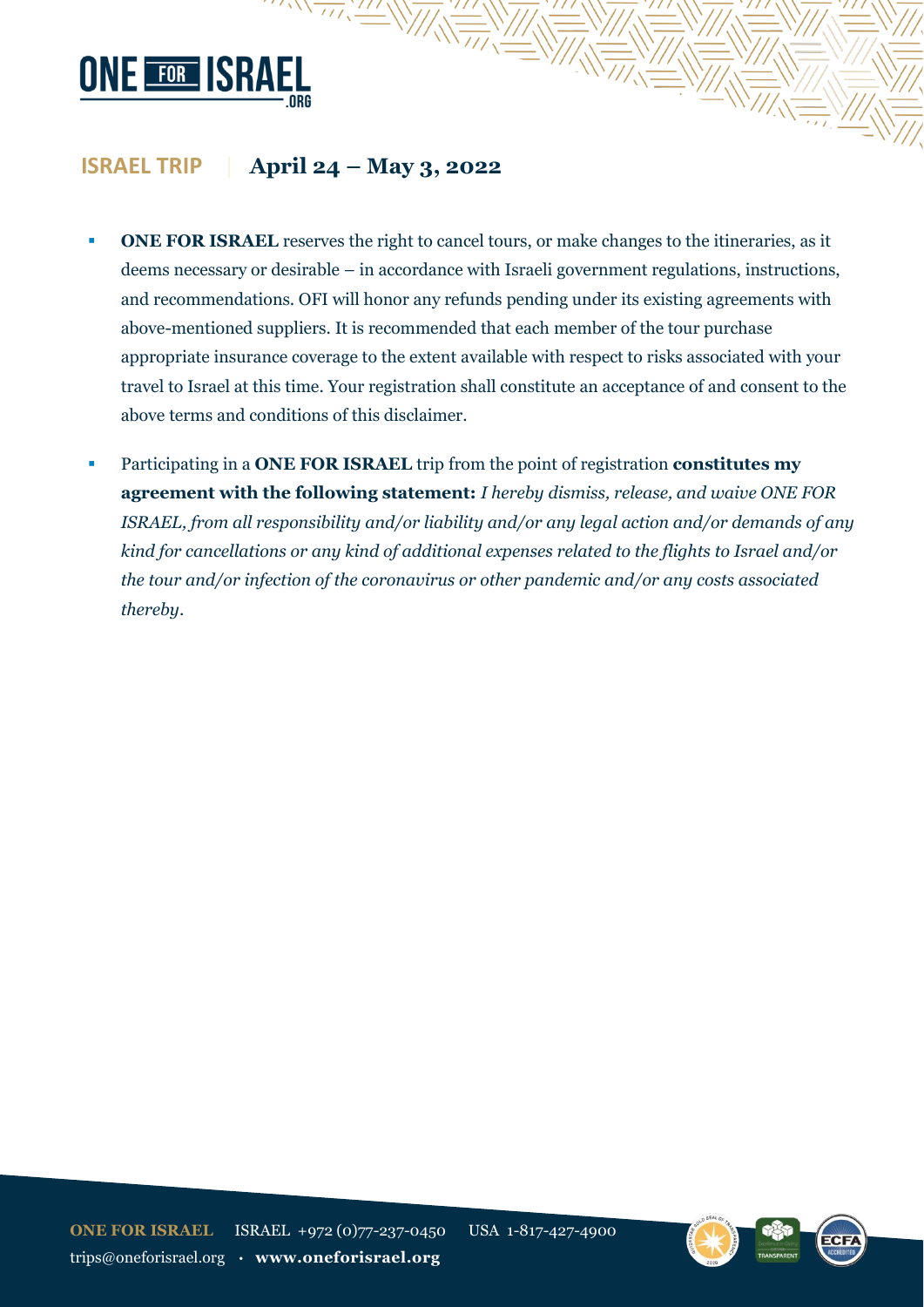**ISRAEL TRIP** | **April 24 – May 3, 2022**

- **ONE FOR ISRAEL** reserves the right to cancel tours, or make changes to the itineraries, as it deems necessary or desirable – in accordance with Israeli government regulations, instructions, and recommendations. OFI will honor any refunds pending under its existing agreements with above-mentioned suppliers. It is recommended that each member of the tour purchase appropriate insurance coverage to the extent available with respect to risks associated with your travel to Israel at this time. Your registration shall constitute an acceptance of and consent to the above terms and conditions of this disclaimer.
- Participating in a **ONE FOR ISRAEL** trip from the point of registration **constitutes my agreement with the following statement:** *I hereby dismiss, release, and waive ONE FOR ISRAEL, from all responsibility and/or liability and/or any legal action and/or demands of any kind for cancellations or any kind of additional expenses related to the flights to Israel and/or the tour and/or infection of the coronavirus or other pandemic and/or any costs associated thereby.*